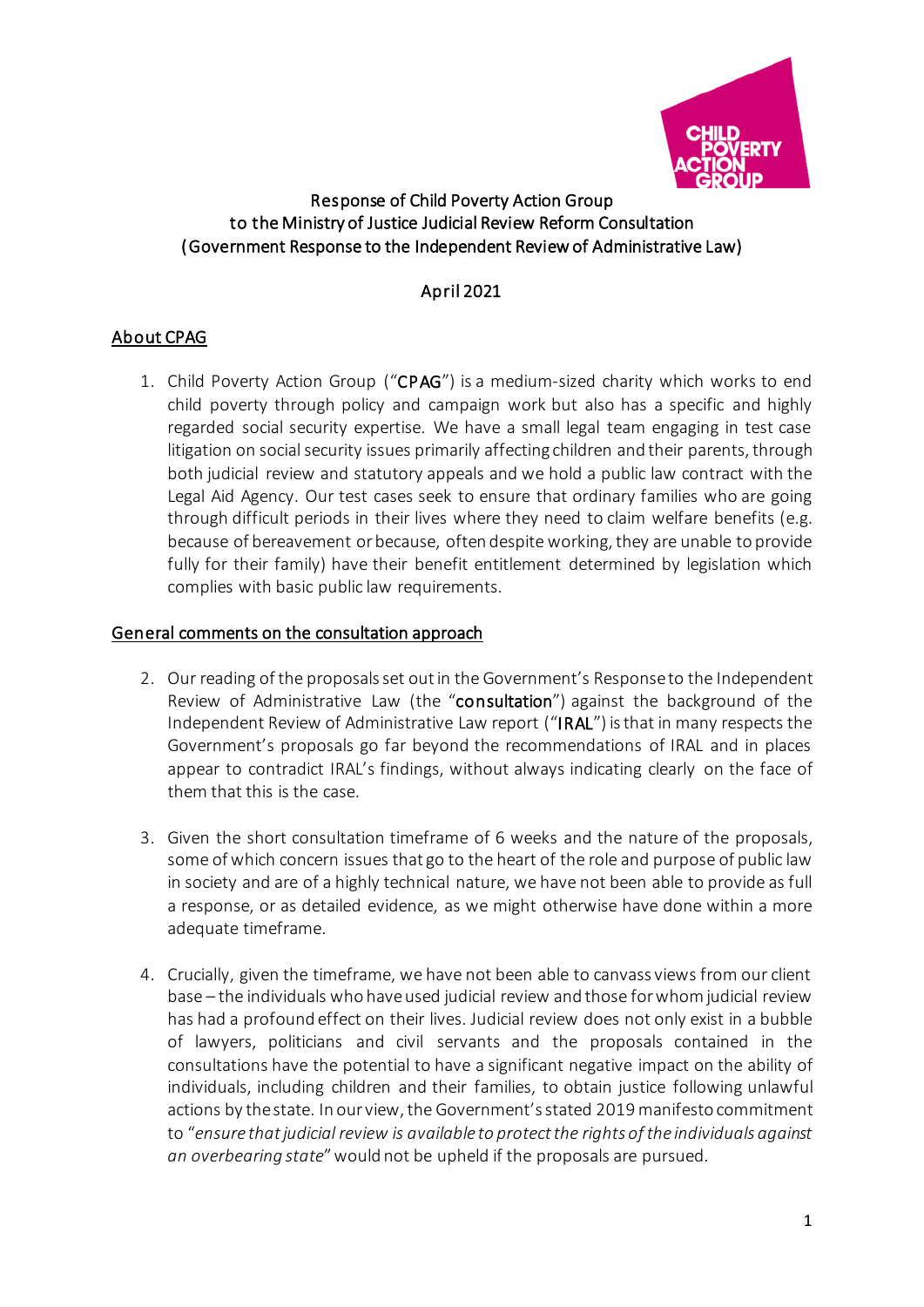# Response of Child Poverty Action Group to the Ministry of Justice Judicial Review Reform Consultation (Government Response to the Independent Review of Administrative Law)

April 2021

## About CPAG

1. Child Poverty Action Group ("**CPAG**") is a medium-sized charity which works to end child poverty through policy and campaign work but also has a specific and highly regarded social security expertise. We have a small legal team engaging in test case litigation on social security issues primarily affecting children and their parents, through both judicial review and statutory appeals and we hold a public law contract with the Legal Aid Agency. Our test cases seek to ensure that ordinary families who are going through difficult periods in their lives where they need to claim welfare benefits (e.g. because of bereavement or because, often despite working, they are unable to provide fully for their family) have their benefit entitlement determined by legislation which complies with basic public law requirements.

## General comments on the consultation approach

2. Our reading of the proposals set out in the Government's Response to the Independent Review of Administrative Law (the "**consultation**") against the background of the Independent Review of Administrative Law report ("**IRAL**") is that in many respects the Government's proposals go far beyond the recommendations of IRAL and in places appear to contradict IRAL's findings, without always indicating clearly on the face of them that this is the case.

3. Given the short consultation timeframe of 6 weeks and the nature of the proposals, some of which concern issues that go to the heart of the role and purpose of public law in society and are of a highly technical nature, we have not been able to provide as full a response, or as detailed evidence, as we might otherwise have done within a more adequate timeframe.

4. Crucially, given the timeframe, we have not been able to canvass views from our client base – the individuals who have used judicial review and those for whom judicial review has had a profound effect on their lives. Judicial review does not only exist in a bubble of lawyers, politicians and civil servants and the proposals contained in the consultations have the potential to have a significant negative impact on the ability of individuals, including children and their families, to obtain justice following unlawful actions by the state. In our view, the Government's stated 2019 manifesto commitment to "*ensure that judicial review is available to protect the rights of the individuals against an overbearing state*" would not be upheld if the proposals are pursued.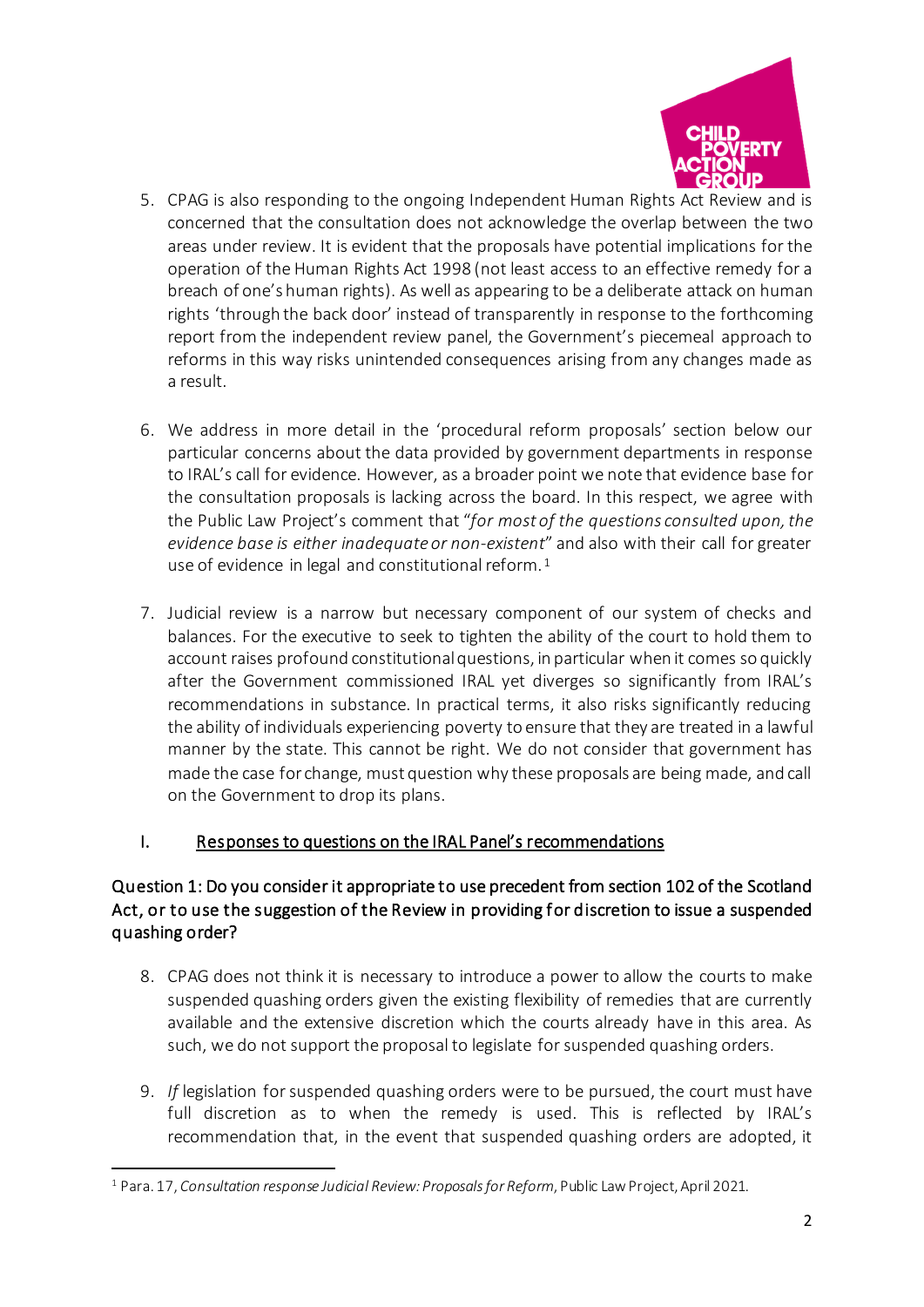5. CPAG is also responding to the ongoing Independent Human Rights Act Review and is concerned that the consultation does not acknowledge the overlap between the two areas under review. It is evident that the proposals have potential implications for the operation of the Human Rights Act 1998 (not least access to an effective remedy for a breach of one's human rights). As well as appearing to be a deliberate attack on human rights 'through the back door' instead of transparently in response to the forthcoming report from the independent review panel, the Government's piecemeal approach to reforms in this way risks unintended consequences arising from any changes made as a result.

6. We address in more detail in the 'procedural reform proposals' section below our particular concerns about the data provided by government departments in response to IRAL's call for evidence. However, as a broader point we note that evidence base for the consultation proposals is lacking across the board. In this respect, we agree with the Public Law Project's comment that "*for most of the questions consulted upon, the evidence base is either inadequate or non-existent*" and also with their call for greater use of evidence in legal and constitutional reform.[1]

7. Judicial review is a narrow but necessary component of our system of checks and balances. For the executive to seek to tighten the ability of the court to hold them to account raises profound constitutional questions, in particular when it comes so quickly after the Government commissioned IRAL yet diverges so significantly from IRAL's recommendations in substance. In practical terms, it also risks significantly reducing the ability of individuals experiencing poverty to ensure that they are treated in a lawful manner by the state. This cannot be right. We do not consider that government has made the case for change, must question why these proposals are being made, and call on the Government to drop its plans.

## I. Responses to questions on the IRAL Panel's recommendations

### Question 1: Do you consider it appropriate to use precedent from section 102 of the Scotland Act, or to use the suggestion of the Review in providing for discretion to issue a suspended quashing order?

8. CPAG does not think it is necessary to introduce a power to allow the courts to make suspended quashing orders given the existing flexibility of remedies that are currently available and the extensive discretion which the courts already have in this area. As such, we do not support the proposal to legislate for suspended quashing orders.

9. *If* legislation for suspended quashing orders were to be pursued, the court must have full discretion as to when the remedy is used. This is reflected by IRAL's recommendation that, in the event that suspended quashing orders are adopted, it

[1] Para. 17, *Consultation response Judicial Review: Proposals for Reform*, Public Law Project, April 2021.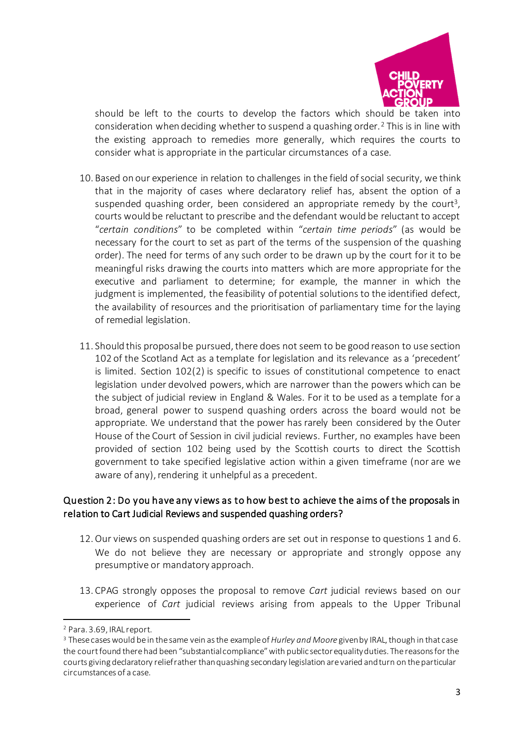should be left to the courts to develop the factors which should be taken into consideration when deciding whether to suspend a quashing order.[2] This is in line with the existing approach to remedies more generally, which requires the courts to consider what is appropriate in the particular circumstances of a case.

10. Based on our experience in relation to challenges in the field of social security, we think that in the majority of cases where declaratory relief has, absent the option of a suspended quashing order, been considered an appropriate remedy by the court[3], courts would be reluctant to prescribe and the defendant would be reluctant to accept "*certain conditions*" to be completed within "*certain time periods*" (as would be necessary for the court to set as part of the terms of the suspension of the quashing order). The need for terms of any such order to be drawn up by the court for it to be meaningful risks drawing the courts into matters which are more appropriate for the executive and parliament to determine; for example, the manner in which the judgment is implemented, the feasibility of potential solutions to the identified defect, the availability of resources and the prioritisation of parliamentary time for the laying of remedial legislation.

11. Should this proposal be pursued, there does not seem to be good reason to use section 102 of the Scotland Act as a template for legislation and its relevance as a 'precedent' is limited. Section 102(2) is specific to issues of constitutional competence to enact legislation under devolved powers, which are narrower than the powers which can be the subject of judicial review in England & Wales. For it to be used as a template for a broad, general power to suspend quashing orders across the board would not be appropriate. We understand that the power has rarely been considered by the Outer House of the Court of Session in civil judicial reviews. Further, no examples have been provided of section 102 being used by the Scottish courts to direct the Scottish government to take specified legislative action within a given timeframe (nor are we aware of any), rendering it unhelpful as a precedent.

## Question 2: Do you have any views as to how best to achieve the aims of the proposals in relation to Cart Judicial Reviews and suspended quashing orders?

12. Our views on suspended quashing orders are set out in response to questions 1 and 6. We do not believe they are necessary or appropriate and strongly oppose any presumptive or mandatory approach.

13. CPAG strongly opposes the proposal to remove *Cart* judicial reviews based on our experience of *Cart* judicial reviews arising from appeals to the Upper Tribunal

[2] Para. 3.69, IRAL report.

[3] These cases would be in the same vein as the example of *Hurley and Moore* given by IRAL, though in that case the court found there had been "substantial compliance" with public sector equality duties. The reasons for the courts giving declaratory relief rather than quashing secondary legislation are varied and turn on the particular circumstances of a case.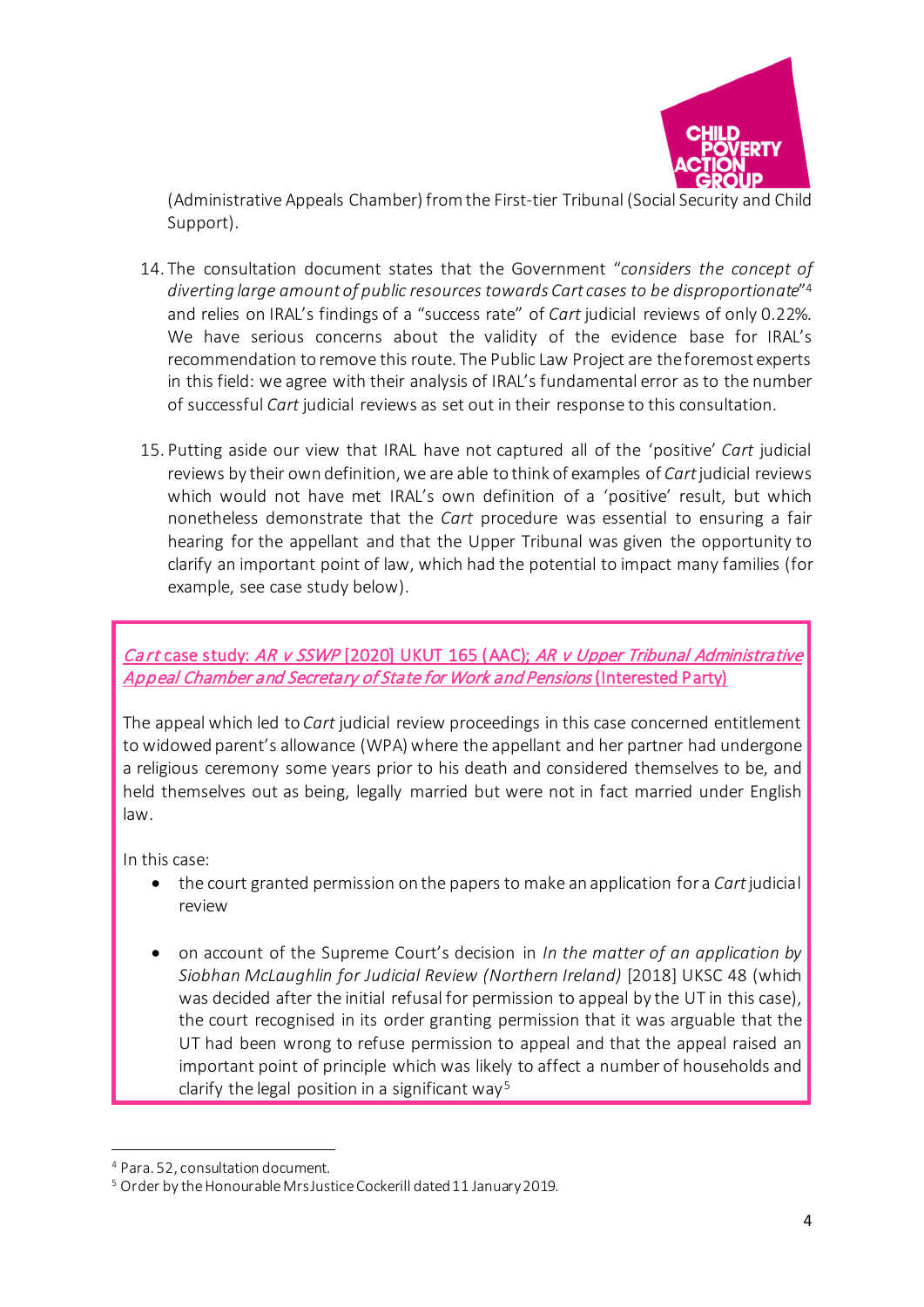(Administrative Appeals Chamber) from the First-tier Tribunal (Social Security and Child Support).

14. The consultation document states that the Government "*considers the concept of diverting large amount of public resources towards Cart cases to be disproportionate*"[4] and relies on IRAL's findings of a "success rate" of *Cart* judicial reviews of only 0.22%. We have serious concerns about the validity of the evidence base for IRAL's recommendation to remove this route. The Public Law Project are the foremost experts in this field: we agree with their analysis of IRAL's fundamental error as to the number of successful *Cart* judicial reviews as set out in their response to this consultation.

15. Putting aside our view that IRAL have not captured all of the 'positive' *Cart* judicial reviews by their own definition, we are able to think of examples of *Cart* judicial reviews which would not have met IRAL's own definition of a 'positive' result, but which nonetheless demonstrate that the *Cart* procedure was essential to ensuring a fair hearing for the appellant and that the Upper Tribunal was given the opportunity to clarify an important point of law, which had the potential to impact many families (for example, see case study below).

> ***Cart*** **case study: *AR v SSWP* [2020] UKUT 165 (AAC); *AR v Upper Tribunal Administrative Appeal Chamber and Secretary of State for Work and Pensions* (Interested Party)**
>
> The appeal which led to *Cart* judicial review proceedings in this case concerned entitlement to widowed parent's allowance (WPA) where the appellant and her partner had undergone a religious ceremony some years prior to his death and considered themselves to be, and held themselves out as being, legally married but were not in fact married under English law.
>
> In this case:
>
> - the court granted permission on the papers to make an application for a *Cart* judicial review
> - on account of the Supreme Court's decision in *In the matter of an application by Siobhan McLaughlin for Judicial Review (Northern Ireland)* [2018] UKSC 48 (which was decided after the initial refusal for permission to appeal by the UT in this case), the court recognised in its order granting permission that it was arguable that the UT had been wrong to refuse permission to appeal and that the appeal raised an important point of principle which was likely to affect a number of households and clarify the legal position in a significant way[5]

[4] Para. 52, consultation document.

[5] Order by the Honourable Mrs Justice Cockerill dated 11 January 2019.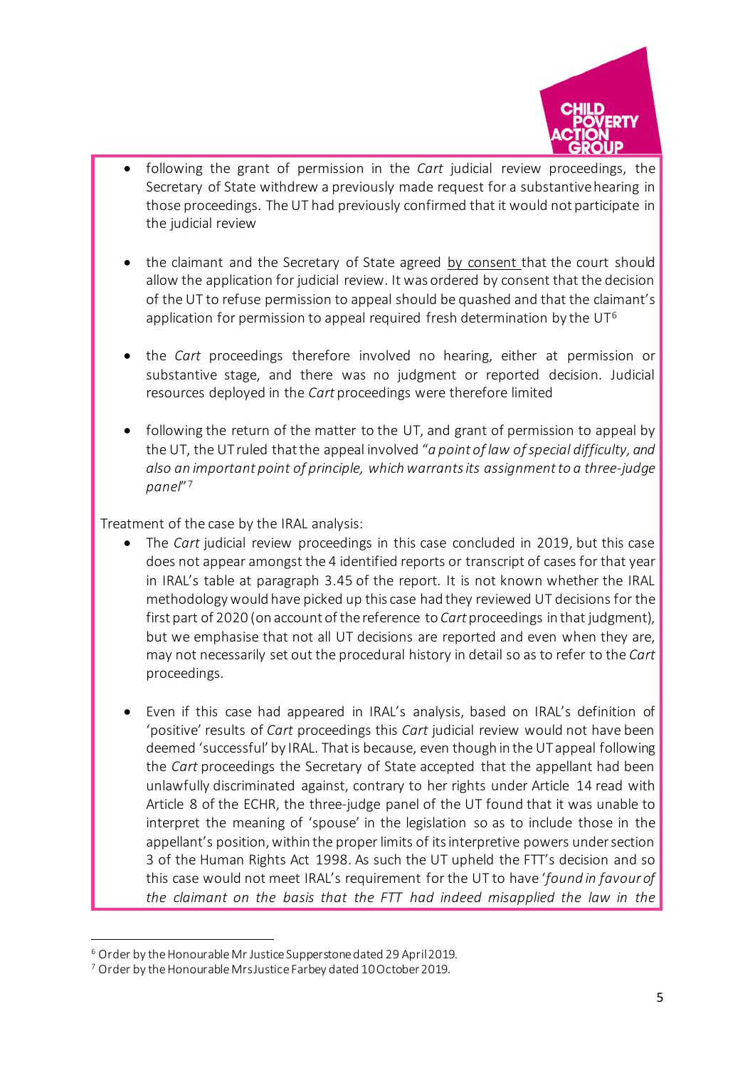- following the grant of permission in the *Cart* judicial review proceedings, the Secretary of State withdrew a previously made request for a substantive hearing in those proceedings. The UT had previously confirmed that it would not participate in the judicial review

- the claimant and the Secretary of State agreed by consent that the court should allow the application for judicial review. It was ordered by consent that the decision of the UT to refuse permission to appeal should be quashed and that the claimant's application for permission to appeal required fresh determination by the UT[6]

- the *Cart* proceedings therefore involved no hearing, either at permission or substantive stage, and there was no judgment or reported decision. Judicial resources deployed in the *Cart* proceedings were therefore limited

- following the return of the matter to the UT, and grant of permission to appeal by the UT, the UT ruled that the appeal involved "*a point of law of special difficulty, and also an important point of principle, which warrants its assignment to a three-judge panel*"[7]

Treatment of the case by the IRAL analysis:

- The *Cart* judicial review proceedings in this case concluded in 2019, but this case does not appear amongst the 4 identified reports or transcript of cases for that year in IRAL's table at paragraph 3.45 of the report. It is not known whether the IRAL methodology would have picked up this case had they reviewed UT decisions for the first part of 2020 (on account of the reference to *Cart* proceedings in that judgment), but we emphasise that not all UT decisions are reported and even when they are, may not necessarily set out the procedural history in detail so as to refer to the *Cart* proceedings.

- Even if this case had appeared in IRAL's analysis, based on IRAL's definition of 'positive' results of *Cart* proceedings this *Cart* judicial review would not have been deemed 'successful' by IRAL. That is because, even though in the UT appeal following the *Cart* proceedings the Secretary of State accepted that the appellant had been unlawfully discriminated against, contrary to her rights under Article 14 read with Article 8 of the ECHR, the three-judge panel of the UT found that it was unable to interpret the meaning of 'spouse' in the legislation so as to include those in the appellant's position, within the proper limits of its interpretive powers under section 3 of the Human Rights Act 1998. As such the UT upheld the FTT's decision and so this case would not meet IRAL's requirement for the UT to have '*found in favour of the claimant on the basis that the FTT had indeed misapplied the law in the*

[6] Order by the Honourable Mr Justice Supperstone dated 29 April 2019.

[7] Order by the Honourable Mrs Justice Farbey dated 10 October 2019.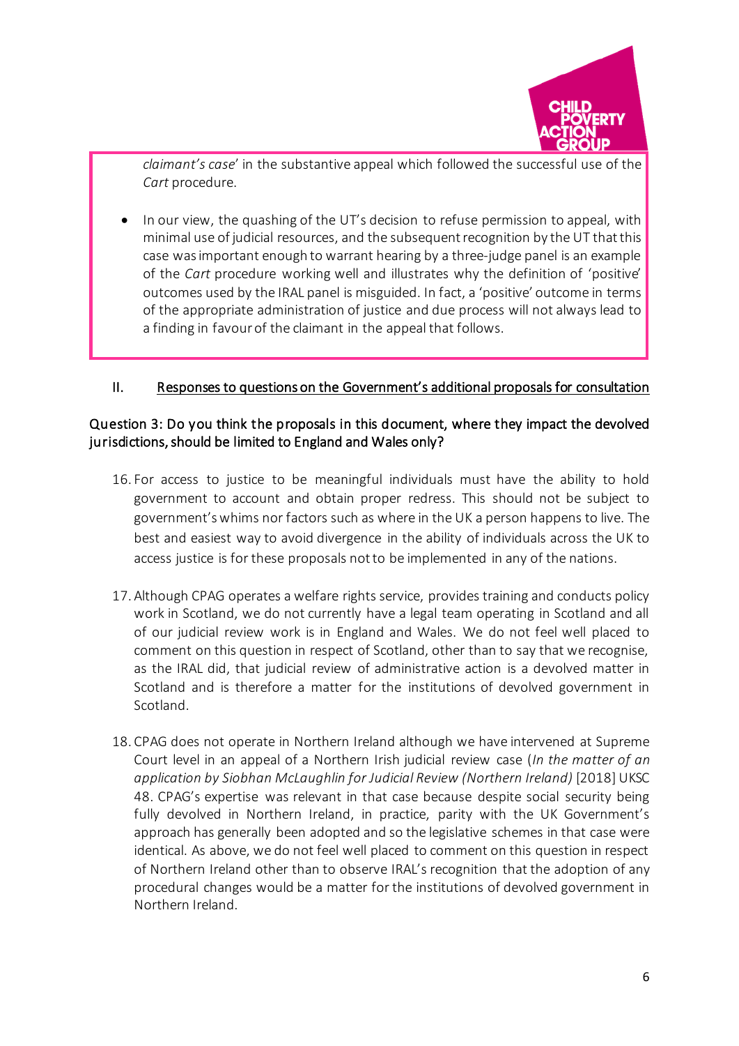*claimant's case*' in the substantive appeal which followed the successful use of the *Cart* procedure.

- In our view, the quashing of the UT's decision to refuse permission to appeal, with minimal use of judicial resources, and the subsequent recognition by the UT that this case was important enough to warrant hearing by a three-judge panel is an example of the *Cart* procedure working well and illustrates why the definition of 'positive' outcomes used by the IRAL panel is misguided. In fact, a 'positive' outcome in terms of the appropriate administration of justice and due process will not always lead to a finding in favour of the claimant in the appeal that follows.

## II. Responses to questions on the Government's additional proposals for consultation

### Question 3: Do you think the proposals in this document, where they impact the devolved jurisdictions, should be limited to England and Wales only?

16. For access to justice to be meaningful individuals must have the ability to hold government to account and obtain proper redress. This should not be subject to government's whims nor factors such as where in the UK a person happens to live. The best and easiest way to avoid divergence in the ability of individuals across the UK to access justice is for these proposals not to be implemented in any of the nations.

17. Although CPAG operates a welfare rights service, provides training and conducts policy work in Scotland, we do not currently have a legal team operating in Scotland and all of our judicial review work is in England and Wales. We do not feel well placed to comment on this question in respect of Scotland, other than to say that we recognise, as the IRAL did, that judicial review of administrative action is a devolved matter in Scotland and is therefore a matter for the institutions of devolved government in Scotland.

18. CPAG does not operate in Northern Ireland although we have intervened at Supreme Court level in an appeal of a Northern Irish judicial review case (*In the matter of an application by Siobhan McLaughlin for Judicial Review (Northern Ireland)* [2018] UKSC 48. CPAG's expertise was relevant in that case because despite social security being fully devolved in Northern Ireland, in practice, parity with the UK Government's approach has generally been adopted and so the legislative schemes in that case were identical. As above, we do not feel well placed to comment on this question in respect of Northern Ireland other than to observe IRAL's recognition that the adoption of any procedural changes would be a matter for the institutions of devolved government in Northern Ireland.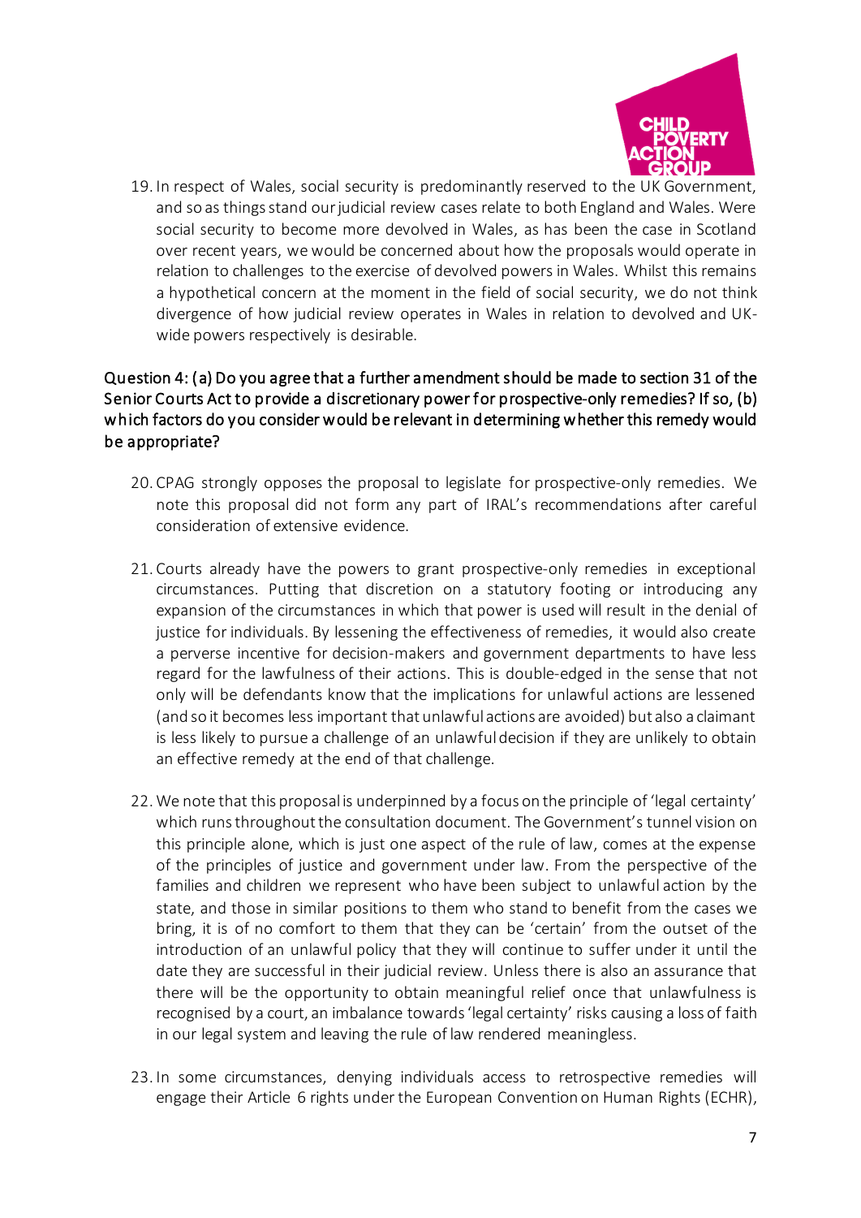19. In respect of Wales, social security is predominantly reserved to the UK Government, and so as things stand our judicial review cases relate to both England and Wales. Were social security to become more devolved in Wales, as has been the case in Scotland over recent years, we would be concerned about how the proposals would operate in relation to challenges to the exercise of devolved powers in Wales. Whilst this remains a hypothetical concern at the moment in the field of social security, we do not think divergence of how judicial review operates in Wales in relation to devolved and UK-wide powers respectively is desirable.

### Question 4: (a) Do you agree that a further amendment should be made to section 31 of the Senior Courts Act to provide a discretionary power for prospective-only remedies? If so, (b) which factors do you consider would be relevant in determining whether this remedy would be appropriate?

20. CPAG strongly opposes the proposal to legislate for prospective-only remedies. We note this proposal did not form any part of IRAL's recommendations after careful consideration of extensive evidence.

21. Courts already have the powers to grant prospective-only remedies in exceptional circumstances. Putting that discretion on a statutory footing or introducing any expansion of the circumstances in which that power is used will result in the denial of justice for individuals. By lessening the effectiveness of remedies, it would also create a perverse incentive for decision-makers and government departments to have less regard for the lawfulness of their actions. This is double-edged in the sense that not only will be defendants know that the implications for unlawful actions are lessened (and so it becomes less important that unlawful actions are avoided) but also a claimant is less likely to pursue a challenge of an unlawful decision if they are unlikely to obtain an effective remedy at the end of that challenge.

22. We note that this proposal is underpinned by a focus on the principle of 'legal certainty' which runs throughout the consultation document. The Government's tunnel vision on this principle alone, which is just one aspect of the rule of law, comes at the expense of the principles of justice and government under law. From the perspective of the families and children we represent who have been subject to unlawful action by the state, and those in similar positions to them who stand to benefit from the cases we bring, it is of no comfort to them that they can be 'certain' from the outset of the introduction of an unlawful policy that they will continue to suffer under it until the date they are successful in their judicial review. Unless there is also an assurance that there will be the opportunity to obtain meaningful relief once that unlawfulness is recognised by a court, an imbalance towards 'legal certainty' risks causing a loss of faith in our legal system and leaving the rule of law rendered meaningless.

23. In some circumstances, denying individuals access to retrospective remedies will engage their Article 6 rights under the European Convention on Human Rights (ECHR),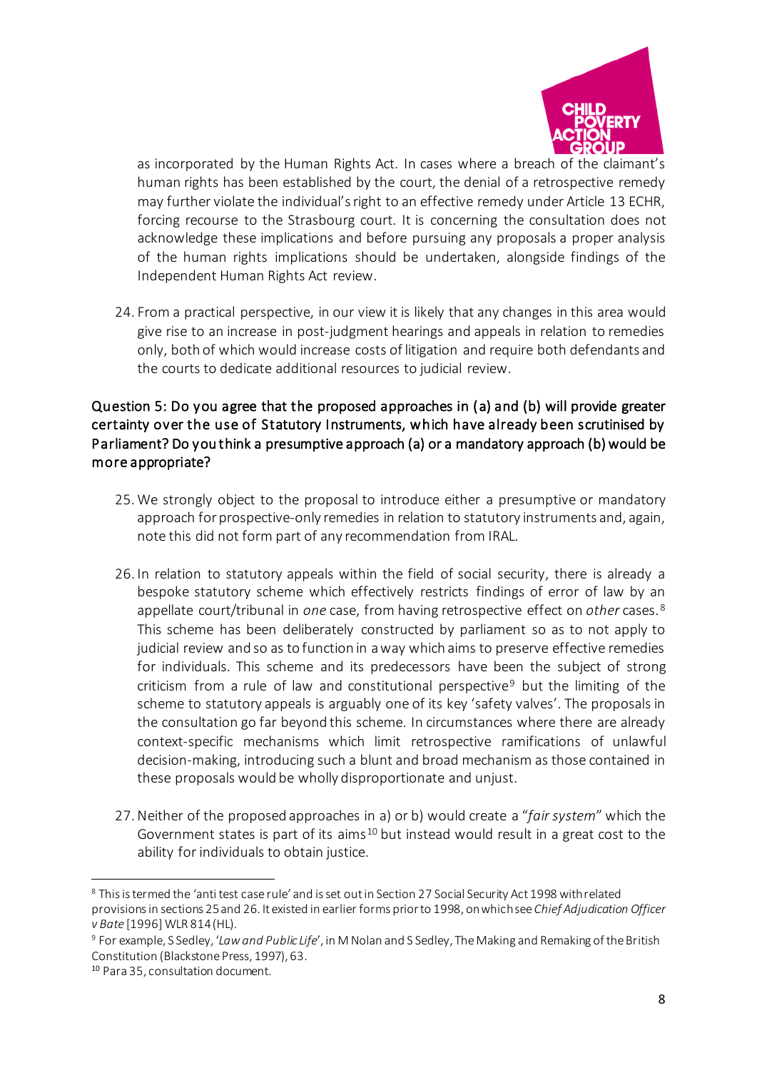as incorporated by the Human Rights Act. In cases where a breach of the claimant's human rights has been established by the court, the denial of a retrospective remedy may further violate the individual's right to an effective remedy under Article 13 ECHR, forcing recourse to the Strasbourg court. It is concerning the consultation does not acknowledge these implications and before pursuing any proposals a proper analysis of the human rights implications should be undertaken, alongside findings of the Independent Human Rights Act review.

24. From a practical perspective, in our view it is likely that any changes in this area would give rise to an increase in post-judgment hearings and appeals in relation to remedies only, both of which would increase costs of litigation and require both defendants and the courts to dedicate additional resources to judicial review.

## Question 5: Do you agree that the proposed approaches in (a) and (b) will provide greater certainty over the use of Statutory Instruments, which have already been scrutinised by Parliament? Do you think a presumptive approach (a) or a mandatory approach (b) would be more appropriate?

25. We strongly object to the proposal to introduce either a presumptive or mandatory approach for prospective-only remedies in relation to statutory instruments and, again, note this did not form part of any recommendation from IRAL.

26. In relation to statutory appeals within the field of social security, there is already a bespoke statutory scheme which effectively restricts findings of error of law by an appellate court/tribunal in *one* case, from having retrospective effect on *other* cases.[8] This scheme has been deliberately constructed by parliament so as to not apply to judicial review and so as to function in a way which aims to preserve effective remedies for individuals. This scheme and its predecessors have been the subject of strong criticism from a rule of law and constitutional perspective[9] but the limiting of the scheme to statutory appeals is arguably one of its key 'safety valves'. The proposals in the consultation go far beyond this scheme. In circumstances where there are already context-specific mechanisms which limit retrospective ramifications of unlawful decision-making, introducing such a blunt and broad mechanism as those contained in these proposals would be wholly disproportionate and unjust.

27. Neither of the proposed approaches in a) or b) would create a "*fair system*" which the Government states is part of its aims[10] but instead would result in a great cost to the ability for individuals to obtain justice.

---

[8] This is termed the 'anti test case rule' and is set out in Section 27 Social Security Act 1998 with related provisions in sections 25 and 26. It existed in earlier forms prior to 1998, on which see *Chief Adjudication Officer v Bate* [1996] WLR 814 (HL).

[9] For example, S Sedley, '*Law and Public Life*', in M Nolan and S Sedley, The Making and Remaking of the British Constitution (Blackstone Press, 1997), 63.

[10] Para 35, consultation document.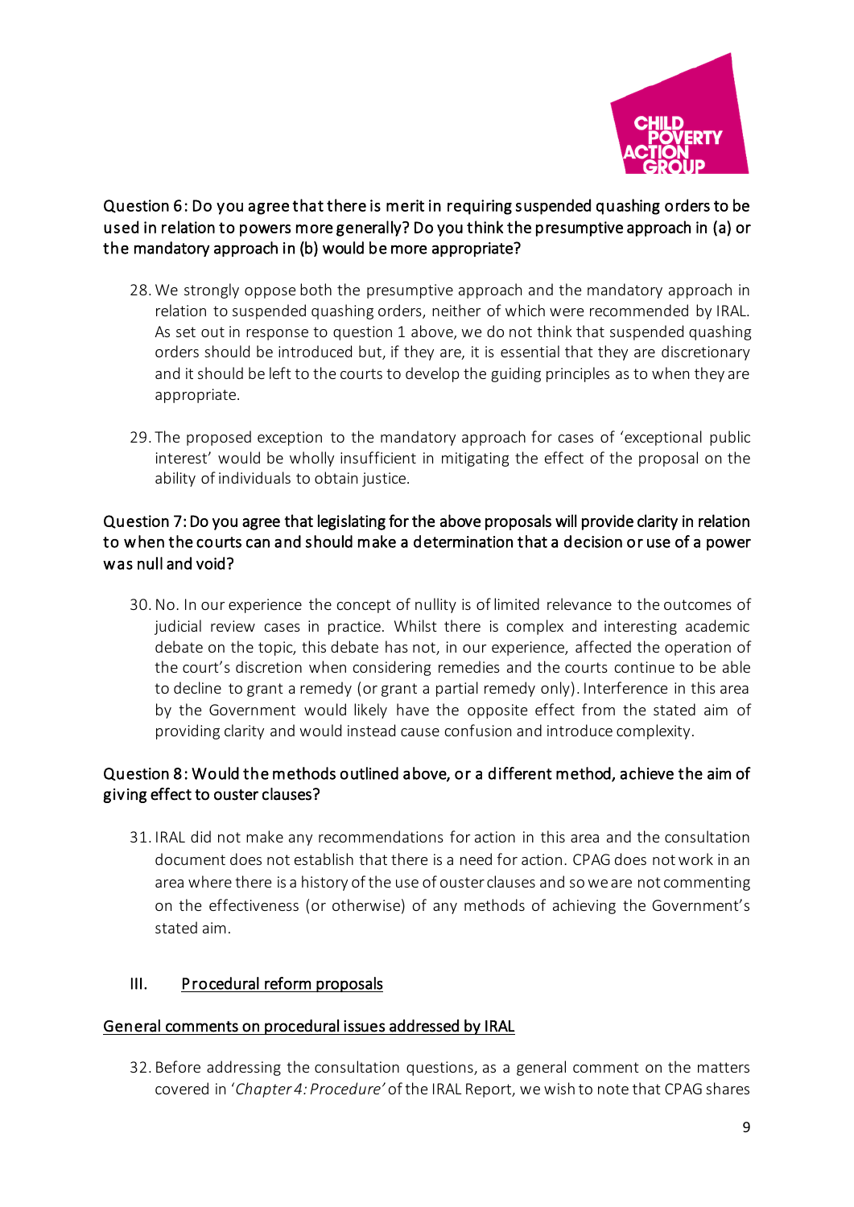Question 6: Do you agree that there is merit in requiring suspended quashing orders to be used in relation to powers more generally? Do you think the presumptive approach in (a) or the mandatory approach in (b) would be more appropriate?

28. We strongly oppose both the presumptive approach and the mandatory approach in relation to suspended quashing orders, neither of which were recommended by IRAL. As set out in response to question 1 above, we do not think that suspended quashing orders should be introduced but, if they are, it is essential that they are discretionary and it should be left to the courts to develop the guiding principles as to when they are appropriate.

29. The proposed exception to the mandatory approach for cases of 'exceptional public interest' would be wholly insufficient in mitigating the effect of the proposal on the ability of individuals to obtain justice.

Question 7: Do you agree that legislating for the above proposals will provide clarity in relation to when the courts can and should make a determination that a decision or use of a power was null and void?

30. No. In our experience the concept of nullity is of limited relevance to the outcomes of judicial review cases in practice. Whilst there is complex and interesting academic debate on the topic, this debate has not, in our experience, affected the operation of the court's discretion when considering remedies and the courts continue to be able to decline to grant a remedy (or grant a partial remedy only). Interference in this area by the Government would likely have the opposite effect from the stated aim of providing clarity and would instead cause confusion and introduce complexity.

Question 8: Would the methods outlined above, or a different method, achieve the aim of giving effect to ouster clauses?

31. IRAL did not make any recommendations for action in this area and the consultation document does not establish that there is a need for action. CPAG does not work in an area where there is a history of the use of ouster clauses and so we are not commenting on the effectiveness (or otherwise) of any methods of achieving the Government's stated aim.

## III. Procedural reform proposals

### General comments on procedural issues addressed by IRAL

32. Before addressing the consultation questions, as a general comment on the matters covered in '*Chapter 4: Procedure*' of the IRAL Report, we wish to note that CPAG shares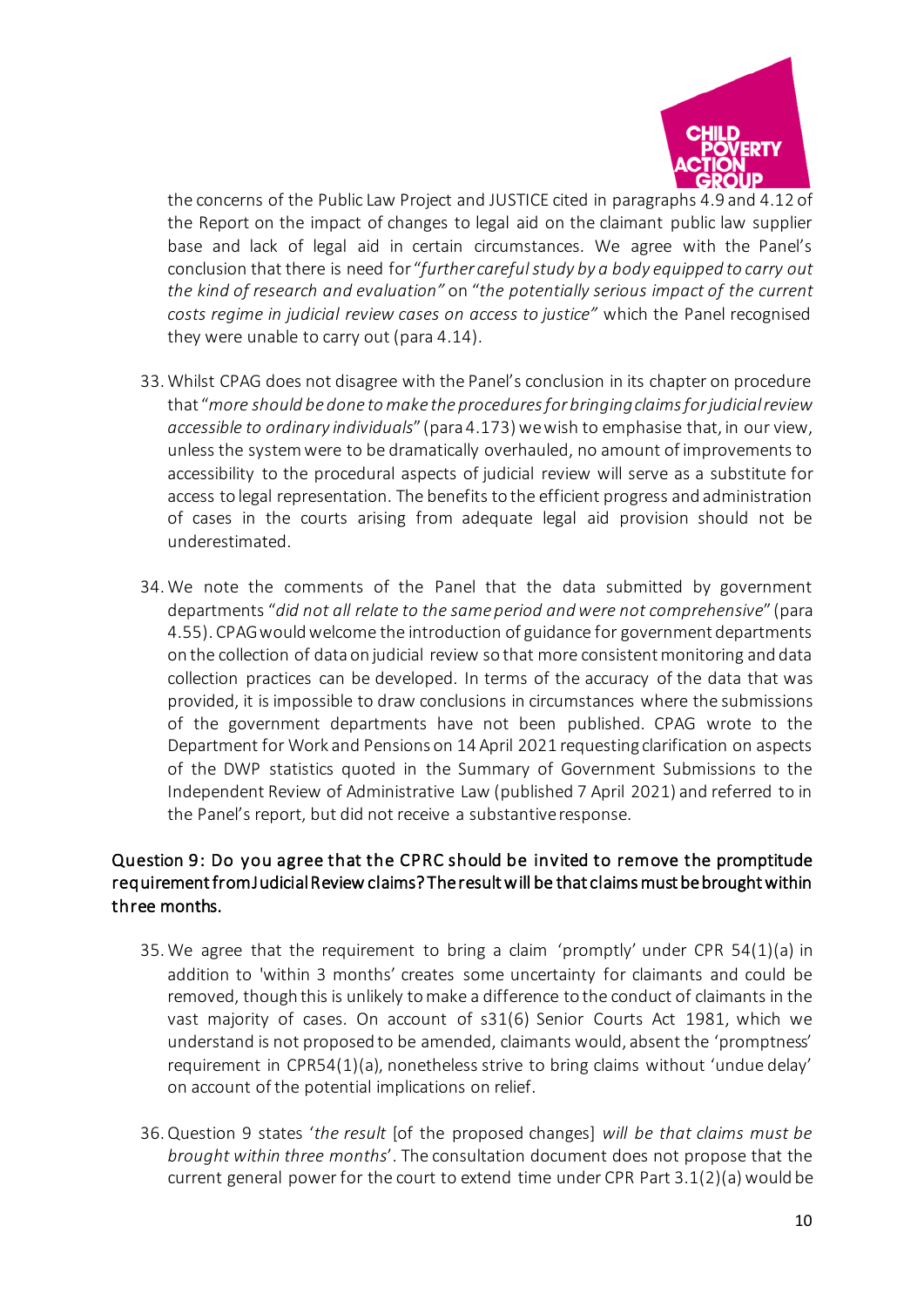the concerns of the Public Law Project and JUSTICE cited in paragraphs 4.9 and 4.12 of the Report on the impact of changes to legal aid on the claimant public law supplier base and lack of legal aid in certain circumstances. We agree with the Panel's conclusion that there is need for "*further careful study by a body equipped to carry out the kind of research and evaluation"* on "*the potentially serious impact of the current costs regime in judicial review cases on access to justice"* which the Panel recognised they were unable to carry out (para 4.14).

33. Whilst CPAG does not disagree with the Panel's conclusion in its chapter on procedure that "*more should be done to make the procedures for bringing claims for judicial review accessible to ordinary individuals*" (para 4.173) we wish to emphasise that, in our view, unless the system were to be dramatically overhauled, no amount of improvements to accessibility to the procedural aspects of judicial review will serve as a substitute for access to legal representation. The benefits to the efficient progress and administration of cases in the courts arising from adequate legal aid provision should not be underestimated.

34. We note the comments of the Panel that the data submitted by government departments "*did not all relate to the same period and were not comprehensive*" (para 4.55). CPAG would welcome the introduction of guidance for government departments on the collection of data on judicial review so that more consistent monitoring and data collection practices can be developed. In terms of the accuracy of the data that was provided, it is impossible to draw conclusions in circumstances where the submissions of the government departments have not been published. CPAG wrote to the Department for Work and Pensions on 14 April 2021 requesting clarification on aspects of the DWP statistics quoted in the Summary of Government Submissions to the Independent Review of Administrative Law (published 7 April 2021) and referred to in the Panel's report, but did not receive a substantive response.

## Question 9: Do you agree that the CPRC should be invited to remove the promptitude requirement from Judicial Review claims? The result will be that claims must be brought within three months.

35. We agree that the requirement to bring a claim 'promptly' under CPR 54(1)(a) in addition to 'within 3 months' creates some uncertainty for claimants and could be removed, though this is unlikely to make a difference to the conduct of claimants in the vast majority of cases. On account of s31(6) Senior Courts Act 1981, which we understand is not proposed to be amended, claimants would, absent the 'promptness' requirement in CPR54(1)(a), nonetheless strive to bring claims without 'undue delay' on account of the potential implications on relief.

36. Question 9 states '*the result* [of the proposed changes] *will be that claims must be brought within three months*'. The consultation document does not propose that the current general power for the court to extend time under CPR Part 3.1(2)(a) would be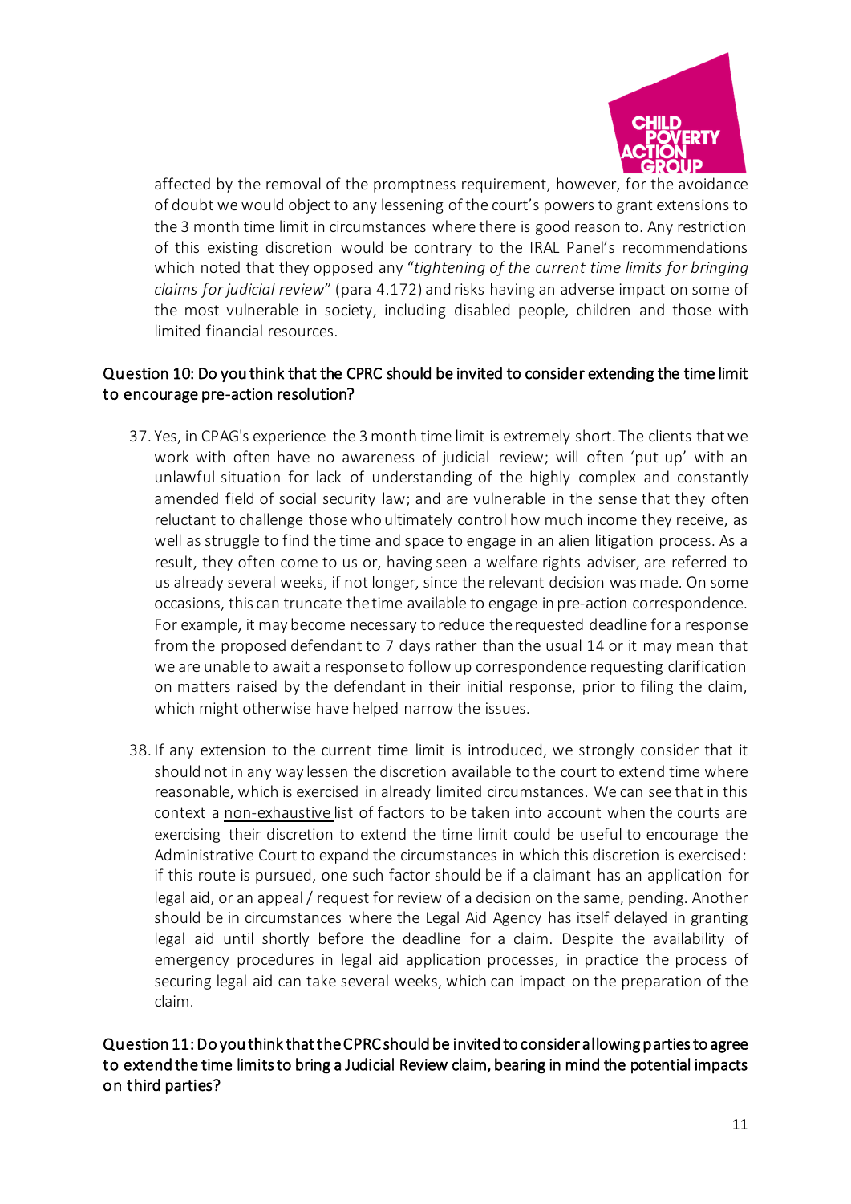affected by the removal of the promptness requirement, however, for the avoidance of doubt we would object to any lessening of the court's powers to grant extensions to the 3 month time limit in circumstances where there is good reason to. Any restriction of this existing discretion would be contrary to the IRAL Panel's recommendations which noted that they opposed any "*tightening of the current time limits for bringing claims for judicial review*" (para 4.172) and risks having an adverse impact on some of the most vulnerable in society, including disabled people, children and those with limited financial resources.

## Question 10: Do you think that the CPRC should be invited to consider extending the time limit to encourage pre-action resolution?

37. Yes, in CPAG's experience the 3 month time limit is extremely short. The clients that we work with often have no awareness of judicial review; will often 'put up' with an unlawful situation for lack of understanding of the highly complex and constantly amended field of social security law; and are vulnerable in the sense that they often reluctant to challenge those who ultimately control how much income they receive, as well as struggle to find the time and space to engage in an alien litigation process. As a result, they often come to us or, having seen a welfare rights adviser, are referred to us already several weeks, if not longer, since the relevant decision was made. On some occasions, this can truncate the time available to engage in pre-action correspondence. For example, it may become necessary to reduce the requested deadline for a response from the proposed defendant to 7 days rather than the usual 14 or it may mean that we are unable to await a response to follow up correspondence requesting clarification on matters raised by the defendant in their initial response, prior to filing the claim, which might otherwise have helped narrow the issues.

38. If any extension to the current time limit is introduced, we strongly consider that it should not in any way lessen the discretion available to the court to extend time where reasonable, which is exercised in already limited circumstances. We can see that in this context a <u>non-exhaustive</u> list of factors to be taken into account when the courts are exercising their discretion to extend the time limit could be useful to encourage the Administrative Court to expand the circumstances in which this discretion is exercised: if this route is pursued, one such factor should be if a claimant has an application for legal aid, or an appeal / request for review of a decision on the same, pending. Another should be in circumstances where the Legal Aid Agency has itself delayed in granting legal aid until shortly before the deadline for a claim. Despite the availability of emergency procedures in legal aid application processes, in practice the process of securing legal aid can take several weeks, which can impact on the preparation of the claim.

## Question 11: Do you think that the CPRC should be invited to consider allowing parties to agree to extend the time limits to bring a Judicial Review claim, bearing in mind the potential impacts on third parties?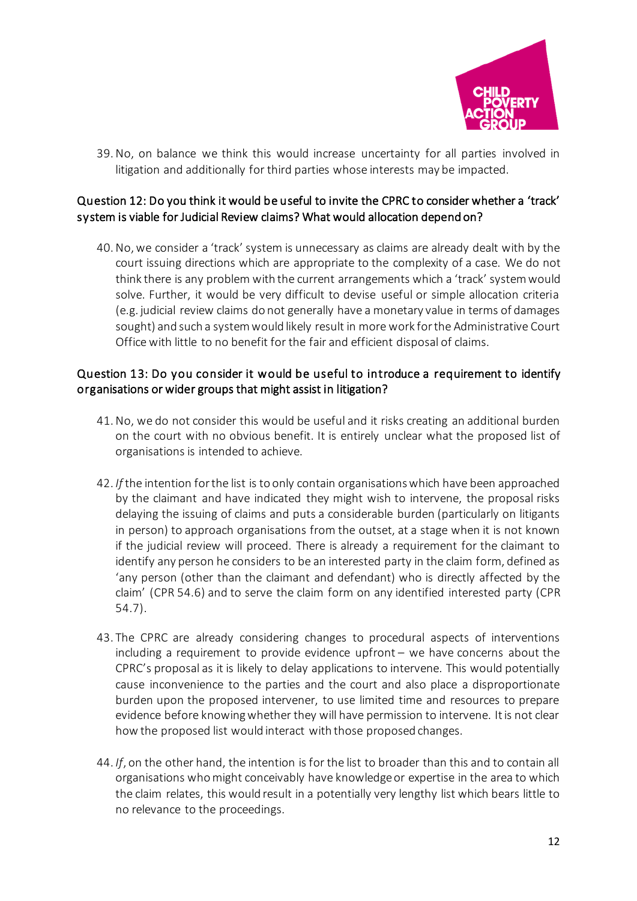39. No, on balance we think this would increase uncertainty for all parties involved in litigation and additionally for third parties whose interests may be impacted.

### Question 12: Do you think it would be useful to invite the CPRC to consider whether a 'track' system is viable for Judicial Review claims? What would allocation depend on?

40. No, we consider a 'track' system is unnecessary as claims are already dealt with by the court issuing directions which are appropriate to the complexity of a case. We do not think there is any problem with the current arrangements which a 'track' system would solve. Further, it would be very difficult to devise useful or simple allocation criteria (e.g. judicial review claims do not generally have a monetary value in terms of damages sought) and such a system would likely result in more work for the Administrative Court Office with little to no benefit for the fair and efficient disposal of claims.

### Question 13: Do you consider it would be useful to introduce a requirement to identify organisations or wider groups that might assist in litigation?

41. No, we do not consider this would be useful and it risks creating an additional burden on the court with no obvious benefit. It is entirely unclear what the proposed list of organisations is intended to achieve.

42. *If* the intention for the list is to only contain organisations which have been approached by the claimant and have indicated they might wish to intervene, the proposal risks delaying the issuing of claims and puts a considerable burden (particularly on litigants in person) to approach organisations from the outset, at a stage when it is not known if the judicial review will proceed. There is already a requirement for the claimant to identify any person he considers to be an interested party in the claim form, defined as 'any person (other than the claimant and defendant) who is directly affected by the claim' (CPR 54.6) and to serve the claim form on any identified interested party (CPR 54.7).

43. The CPRC are already considering changes to procedural aspects of interventions including a requirement to provide evidence upfront – we have concerns about the CPRC's proposal as it is likely to delay applications to intervene. This would potentially cause inconvenience to the parties and the court and also place a disproportionate burden upon the proposed intervener, to use limited time and resources to prepare evidence before knowing whether they will have permission to intervene. It is not clear how the proposed list would interact with those proposed changes.

44. *If*, on the other hand, the intention is for the list to broader than this and to contain all organisations who might conceivably have knowledge or expertise in the area to which the claim relates, this would result in a potentially very lengthy list which bears little to no relevance to the proceedings.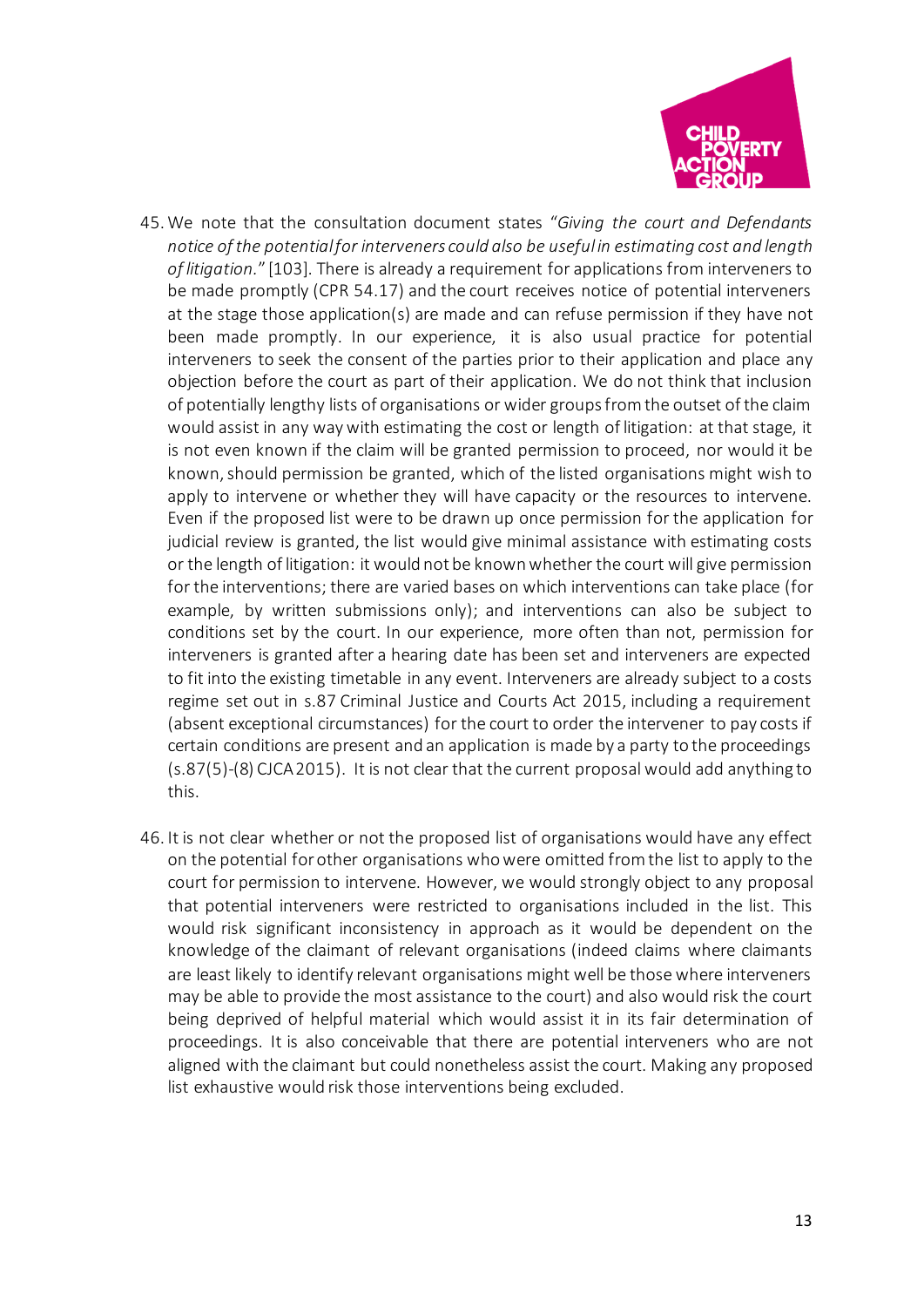45. We note that the consultation document states "*Giving the court and Defendants notice of the potential for interveners could also be useful in estimating cost and length of litigation.*" [103]. There is already a requirement for applications from interveners to be made promptly (CPR 54.17) and the court receives notice of potential interveners at the stage those application(s) are made and can refuse permission if they have not been made promptly. In our experience, it is also usual practice for potential interveners to seek the consent of the parties prior to their application and place any objection before the court as part of their application. We do not think that inclusion of potentially lengthy lists of organisations or wider groups from the outset of the claim would assist in any way with estimating the cost or length of litigation: at that stage, it is not even known if the claim will be granted permission to proceed, nor would it be known, should permission be granted, which of the listed organisations might wish to apply to intervene or whether they will have capacity or the resources to intervene. Even if the proposed list were to be drawn up once permission for the application for judicial review is granted, the list would give minimal assistance with estimating costs or the length of litigation: it would not be known whether the court will give permission for the interventions; there are varied bases on which interventions can take place (for example, by written submissions only); and interventions can also be subject to conditions set by the court. In our experience, more often than not, permission for interveners is granted after a hearing date has been set and interveners are expected to fit into the existing timetable in any event. Interveners are already subject to a costs regime set out in s.87 Criminal Justice and Courts Act 2015, including a requirement (absent exceptional circumstances) for the court to order the intervener to pay costs if certain conditions are present and an application is made by a party to the proceedings (s.87(5)-(8) CJCA 2015). It is not clear that the current proposal would add anything to this.

46. It is not clear whether or not the proposed list of organisations would have any effect on the potential for other organisations who were omitted from the list to apply to the court for permission to intervene. However, we would strongly object to any proposal that potential interveners were restricted to organisations included in the list. This would risk significant inconsistency in approach as it would be dependent on the knowledge of the claimant of relevant organisations (indeed claims where claimants are least likely to identify relevant organisations might well be those where interveners may be able to provide the most assistance to the court) and also would risk the court being deprived of helpful material which would assist it in its fair determination of proceedings. It is also conceivable that there are potential interveners who are not aligned with the claimant but could nonetheless assist the court. Making any proposed list exhaustive would risk those interventions being excluded.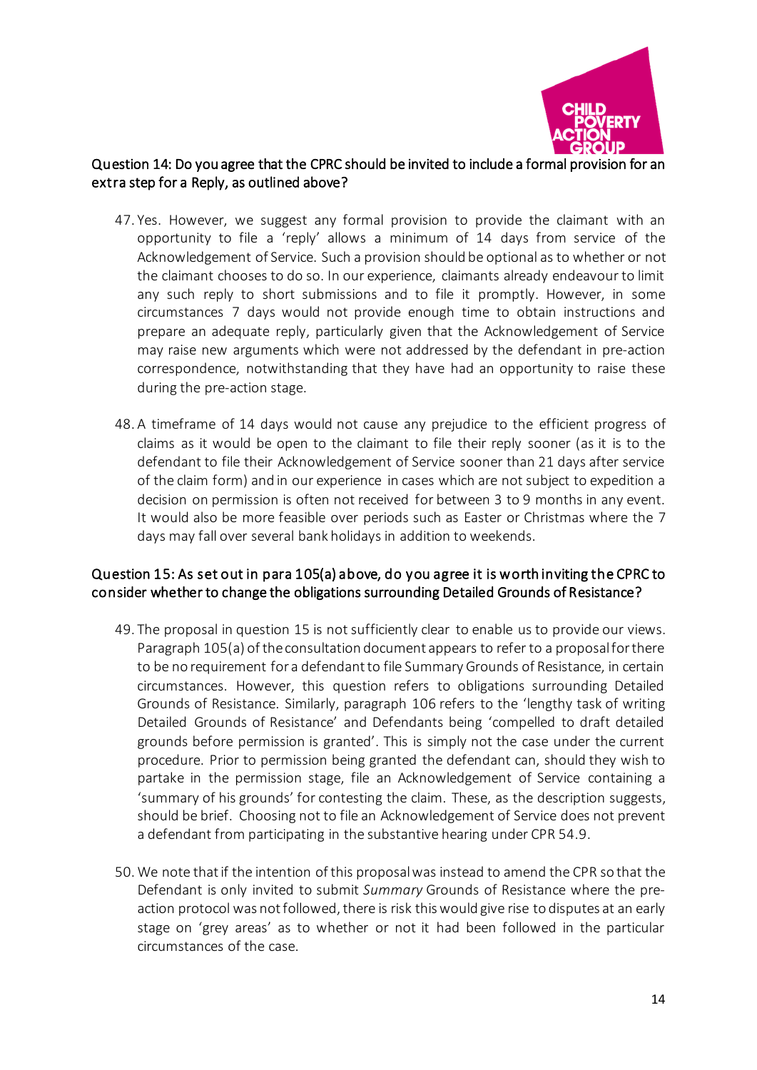### Question 14: Do you agree that the CPRC should be invited to include a formal provision for an extra step for a Reply, as outlined above?

47. Yes. However, we suggest any formal provision to provide the claimant with an opportunity to file a 'reply' allows a minimum of 14 days from service of the Acknowledgement of Service. Such a provision should be optional as to whether or not the claimant chooses to do so. In our experience, claimants already endeavour to limit any such reply to short submissions and to file it promptly. However, in some circumstances 7 days would not provide enough time to obtain instructions and prepare an adequate reply, particularly given that the Acknowledgement of Service may raise new arguments which were not addressed by the defendant in pre-action correspondence, notwithstanding that they have had an opportunity to raise these during the pre-action stage.

48. A timeframe of 14 days would not cause any prejudice to the efficient progress of claims as it would be open to the claimant to file their reply sooner (as it is to the defendant to file their Acknowledgement of Service sooner than 21 days after service of the claim form) and in our experience in cases which are not subject to expedition a decision on permission is often not received for between 3 to 9 months in any event. It would also be more feasible over periods such as Easter or Christmas where the 7 days may fall over several bank holidays in addition to weekends.

### Question 15: As set out in para 105(a) above, do you agree it is worth inviting the CPRC to consider whether to change the obligations surrounding Detailed Grounds of Resistance?

49. The proposal in question 15 is not sufficiently clear to enable us to provide our views. Paragraph 105(a) of the consultation document appears to refer to a proposal for there to be no requirement for a defendant to file Summary Grounds of Resistance, in certain circumstances. However, this question refers to obligations surrounding Detailed Grounds of Resistance. Similarly, paragraph 106 refers to the 'lengthy task of writing Detailed Grounds of Resistance' and Defendants being 'compelled to draft detailed grounds before permission is granted'. This is simply not the case under the current procedure. Prior to permission being granted the defendant can, should they wish to partake in the permission stage, file an Acknowledgement of Service containing a 'summary of his grounds' for contesting the claim. These, as the description suggests, should be brief. Choosing not to file an Acknowledgement of Service does not prevent a defendant from participating in the substantive hearing under CPR 54.9.

50. We note that if the intention of this proposal was instead to amend the CPR so that the Defendant is only invited to submit *Summary* Grounds of Resistance where the pre-action protocol was not followed, there is risk this would give rise to disputes at an early stage on 'grey areas' as to whether or not it had been followed in the particular circumstances of the case.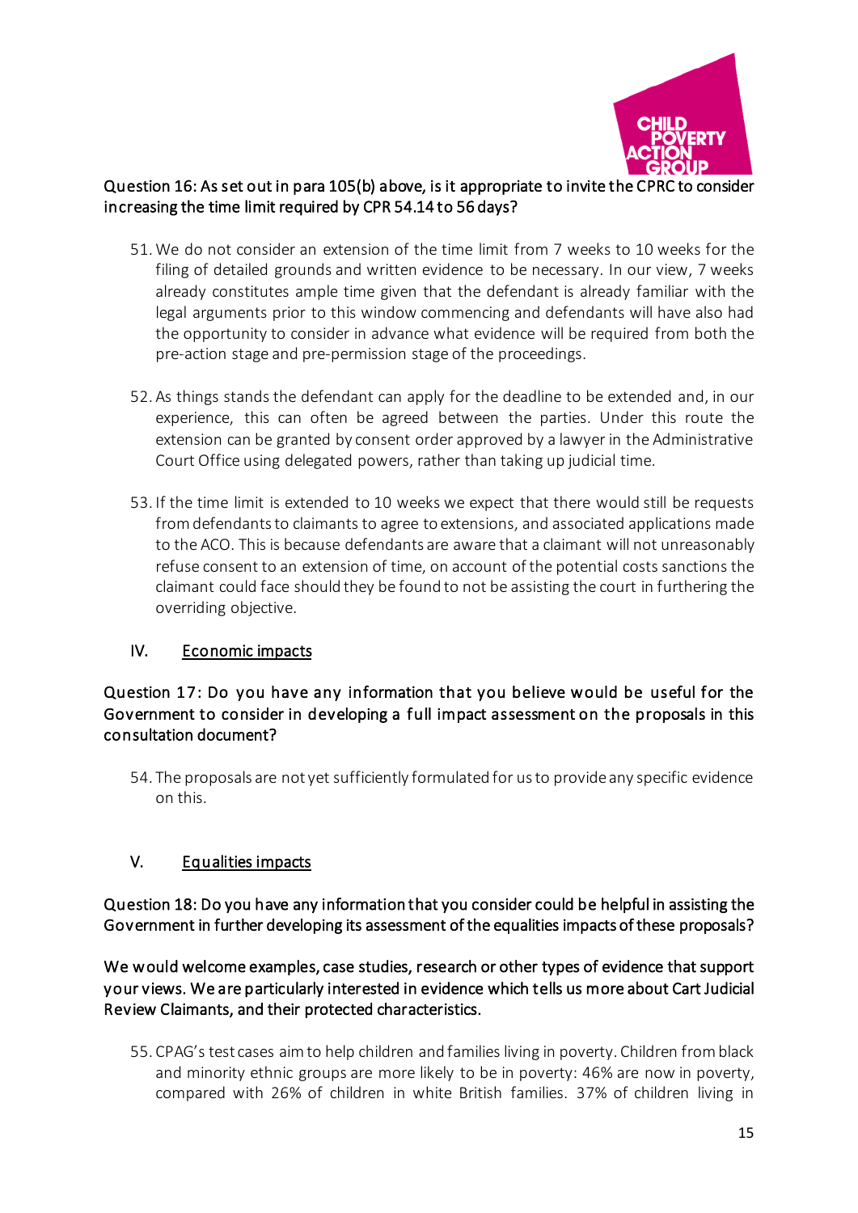**Question 16: As set out in para 105(b) above, is it appropriate to invite the CPRC to consider increasing the time limit required by CPR 54.14 to 56 days?**

51. We do not consider an extension of the time limit from 7 weeks to 10 weeks for the filing of detailed grounds and written evidence to be necessary. In our view, 7 weeks already constitutes ample time given that the defendant is already familiar with the legal arguments prior to this window commencing and defendants will have also had the opportunity to consider in advance what evidence will be required from both the pre-action stage and pre-permission stage of the proceedings.

52. As things stands the defendant can apply for the deadline to be extended and, in our experience, this can often be agreed between the parties. Under this route the extension can be granted by consent order approved by a lawyer in the Administrative Court Office using delegated powers, rather than taking up judicial time.

53. If the time limit is extended to 10 weeks we expect that there would still be requests from defendants to claimants to agree to extensions, and associated applications made to the ACO. This is because defendants are aware that a claimant will not unreasonably refuse consent to an extension of time, on account of the potential costs sanctions the claimant could face should they be found to not be assisting the court in furthering the overriding objective.

## IV. Economic impacts

**Question 17: Do you have any information that you believe would be useful for the Government to consider in developing a full impact assessment on the proposals in this consultation document?**

54. The proposals are not yet sufficiently formulated for us to provide any specific evidence on this.

## V. Equalities impacts

**Question 18: Do you have any information that you consider could be helpful in assisting the Government in further developing its assessment of the equalities impacts of these proposals?**

**We would welcome examples, case studies, research or other types of evidence that support your views. We are particularly interested in evidence which tells us more about Cart Judicial Review Claimants, and their protected characteristics.**

55. CPAG's test cases aim to help children and families living in poverty. Children from black and minority ethnic groups are more likely to be in poverty: 46% are now in poverty, compared with 26% of children in white British families. 37% of children living in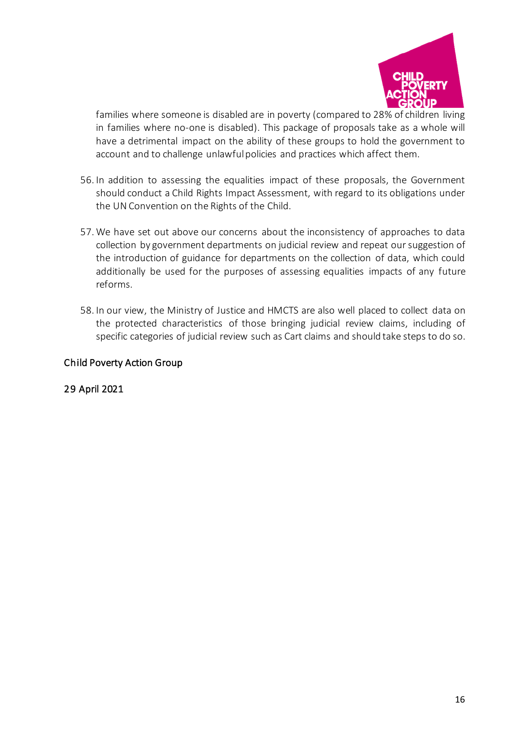families where someone is disabled are in poverty (compared to 28% of children living in families where no-one is disabled). This package of proposals take as a whole will have a detrimental impact on the ability of these groups to hold the government to account and to challenge unlawful policies and practices which affect them.

56. In addition to assessing the equalities impact of these proposals, the Government should conduct a Child Rights Impact Assessment, with regard to its obligations under the UN Convention on the Rights of the Child.

57. We have set out above our concerns about the inconsistency of approaches to data collection by government departments on judicial review and repeat our suggestion of the introduction of guidance for departments on the collection of data, which could additionally be used for the purposes of assessing equalities impacts of any future reforms.

58. In our view, the Ministry of Justice and HMCTS are also well placed to collect data on the protected characteristics of those bringing judicial review claims, including of specific categories of judicial review such as Cart claims and should take steps to do so.

Child Poverty Action Group

29 April 2021